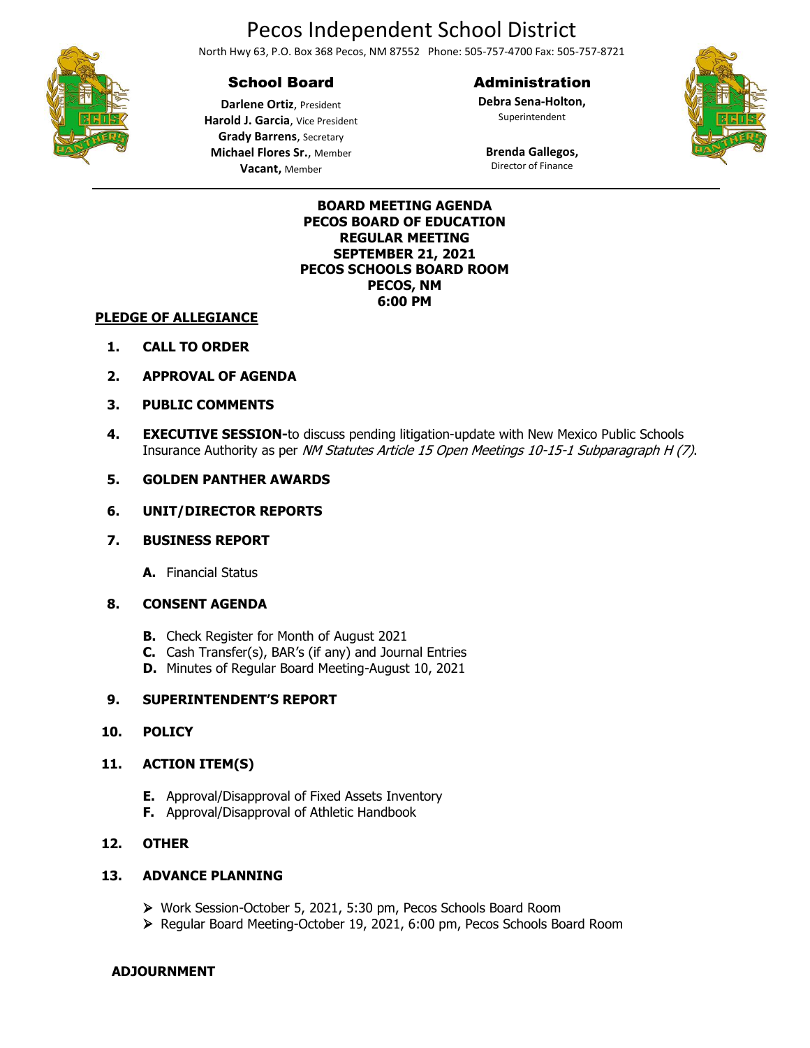# Pecos Independent School District

North Hwy 63, P.O. Box 368 Pecos, NM 87552 Phone: 505-757-4700 Fax: 505-757-8721

## School Board

**Darlene Ortiz**, President
**Harold J. Garcia**, Vice President
**Grady Barrens**, Secretary
**Michael Flores Sr.**, Member
**Vacant,** Member

## Administration

**Debra Sena-Holton,**
Superintendent

**Brenda Gallegos,**
Director of Finance

---

**BOARD MEETING AGENDA**
**PECOS BOARD OF EDUCATION**
**REGULAR MEETING**
**SEPTEMBER 21, 2021**
**PECOS SCHOOLS BOARD ROOM**
**PECOS, NM**
**6:00 PM**

**PLEDGE OF ALLEGIANCE**

1. **CALL TO ORDER**

2. **APPROVAL OF AGENDA**

3. **PUBLIC COMMENTS**

4. **EXECUTIVE SESSION-**to discuss pending litigation-update with New Mexico Public Schools Insurance Authority as per *NM Statutes Article 15 Open Meetings 10-15-1 Subparagraph H (7)*.

5. **GOLDEN PANTHER AWARDS**

6. **UNIT/DIRECTOR REPORTS**

7. **BUSINESS REPORT**

   **A.** Financial Status

8. **CONSENT AGENDA**

   **B.** Check Register for Month of August 2021
   **C.** Cash Transfer(s), BAR's (if any) and Journal Entries
   **D.** Minutes of Regular Board Meeting-August 10, 2021

9. **SUPERINTENDENT'S REPORT**

10. **POLICY**

11. **ACTION ITEM(S)**

    **E.** Approval/Disapproval of Fixed Assets Inventory
    **F.** Approval/Disapproval of Athletic Handbook

12. **OTHER**

13. **ADVANCE PLANNING**

    - Work Session-October 5, 2021, 5:30 pm, Pecos Schools Board Room
    - Regular Board Meeting-October 19, 2021, 6:00 pm, Pecos Schools Board Room

**ADJOURNMENT**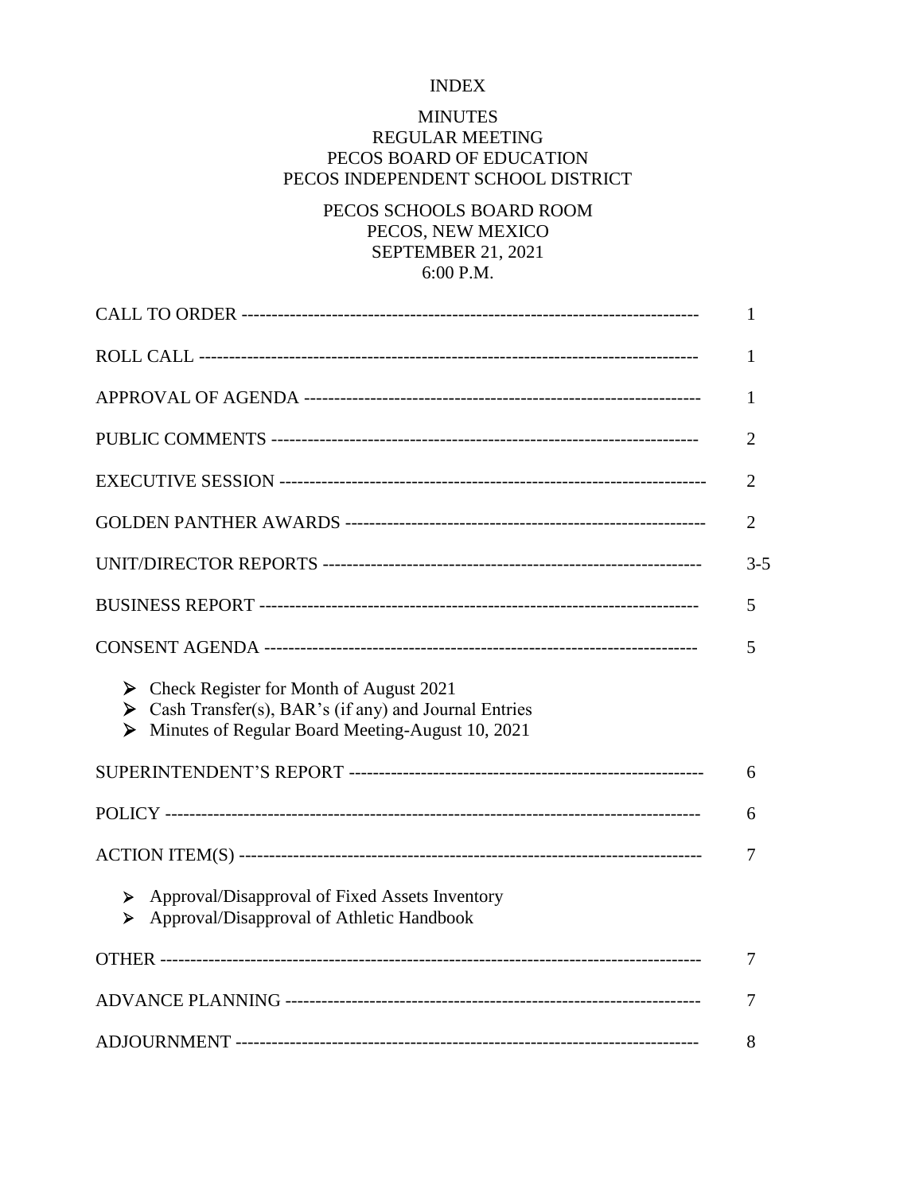# INDEX

## MINUTES
## REGULAR MEETING
## PECOS BOARD OF EDUCATION
## PECOS INDEPENDENT SCHOOL DISTRICT

PECOS SCHOOLS BOARD ROOM
PECOS, NEW MEXICO
SEPTEMBER 21, 2021
6:00 P.M.

| | |
|---|---|
| CALL TO ORDER | 1 |
| ROLL CALL | 1 |
| APPROVAL OF AGENDA | 1 |
| PUBLIC COMMENTS | 2 |
| EXECUTIVE SESSION | 2 |
| GOLDEN PANTHER AWARDS | 2 |
| UNIT/DIRECTOR REPORTS | 3-5 |
| BUSINESS REPORT | 5 |
| CONSENT AGENDA | 5 |

- Check Register for Month of August 2021
- Cash Transfer(s), BAR's (if any) and Journal Entries
- Minutes of Regular Board Meeting-August 10, 2021

| | |
|---|---|
| SUPERINTENDENT'S REPORT | 6 |
| POLICY | 6 |
| ACTION ITEM(S) | 7 |

- Approval/Disapproval of Fixed Assets Inventory
- Approval/Disapproval of Athletic Handbook

| | |
|---|---|
| OTHER | 7 |
| ADVANCE PLANNING | 7 |
| ADJOURNMENT | 8 |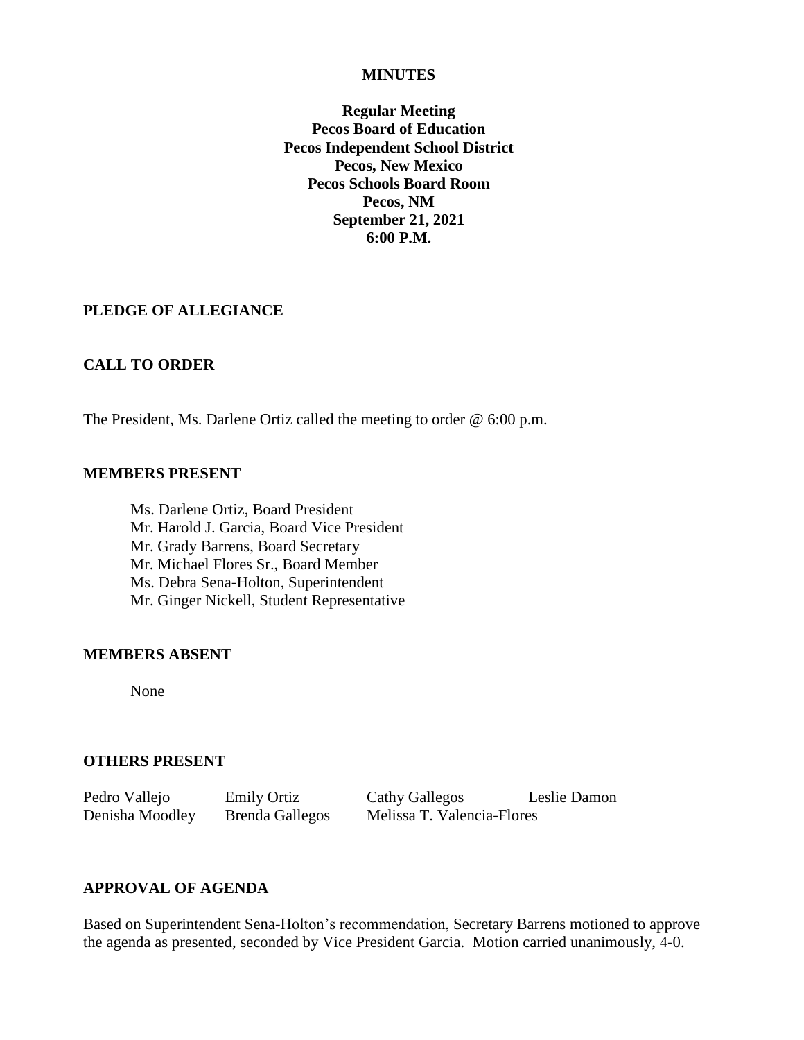**MINUTES**

**Regular Meeting**
**Pecos Board of Education**
**Pecos Independent School District**
**Pecos, New Mexico**
**Pecos Schools Board Room**
**Pecos, NM**
**September 21, 2021**
**6:00 P.M.**

## PLEDGE OF ALLEGIANCE

## CALL TO ORDER

The President, Ms. Darlene Ortiz called the meeting to order @ 6:00 p.m.

## MEMBERS PRESENT

Ms. Darlene Ortiz, Board President
Mr. Harold J. Garcia, Board Vice President
Mr. Grady Barrens, Board Secretary
Mr. Michael Flores Sr., Board Member
Ms. Debra Sena-Holton, Superintendent
Mr. Ginger Nickell, Student Representative

## MEMBERS ABSENT

None

## OTHERS PRESENT

| | | | |
|---|---|---|---|
| Pedro Vallejo | Emily Ortiz | Cathy Gallegos | Leslie Damon |
| Denisha Moodley | Brenda Gallegos | Melissa T. Valencia-Flores | |

## APPROVAL OF AGENDA

Based on Superintendent Sena-Holton's recommendation, Secretary Barrens motioned to approve the agenda as presented, seconded by Vice President Garcia. Motion carried unanimously, 4-0.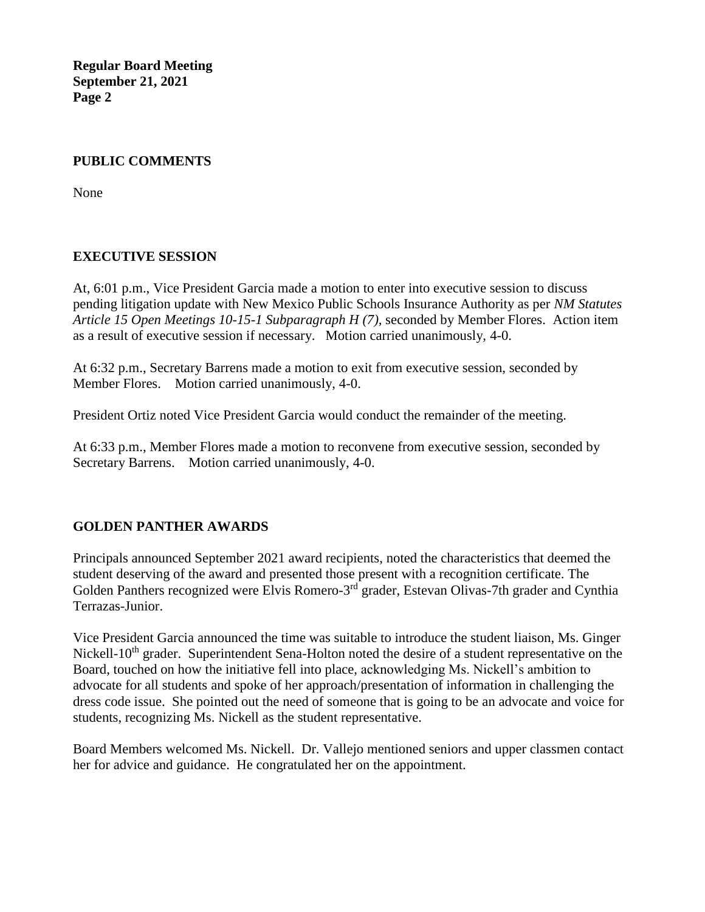## PUBLIC COMMENTS

None

## EXECUTIVE SESSION

At, 6:01 p.m., Vice President Garcia made a motion to enter into executive session to discuss pending litigation update with New Mexico Public Schools Insurance Authority as per *NM Statutes Article 15 Open Meetings 10-15-1 Subparagraph H (7),* seconded by Member Flores. Action item as a result of executive session if necessary. Motion carried unanimously, 4-0.

At 6:32 p.m., Secretary Barrens made a motion to exit from executive session, seconded by Member Flores. Motion carried unanimously, 4-0.

President Ortiz noted Vice President Garcia would conduct the remainder of the meeting.

At 6:33 p.m., Member Flores made a motion to reconvene from executive session, seconded by Secretary Barrens. Motion carried unanimously, 4-0.

## GOLDEN PANTHER AWARDS

Principals announced September 2021 award recipients, noted the characteristics that deemed the student deserving of the award and presented those present with a recognition certificate. The Golden Panthers recognized were Elvis Romero-3rd grader, Estevan Olivas-7th grader and Cynthia Terrazas-Junior.

Vice President Garcia announced the time was suitable to introduce the student liaison, Ms. Ginger Nickell-10th grader. Superintendent Sena-Holton noted the desire of a student representative on the Board, touched on how the initiative fell into place, acknowledging Ms. Nickell's ambition to advocate for all students and spoke of her approach/presentation of information in challenging the dress code issue. She pointed out the need of someone that is going to be an advocate and voice for students, recognizing Ms. Nickell as the student representative.

Board Members welcomed Ms. Nickell. Dr. Vallejo mentioned seniors and upper classmen contact her for advice and guidance. He congratulated her on the appointment.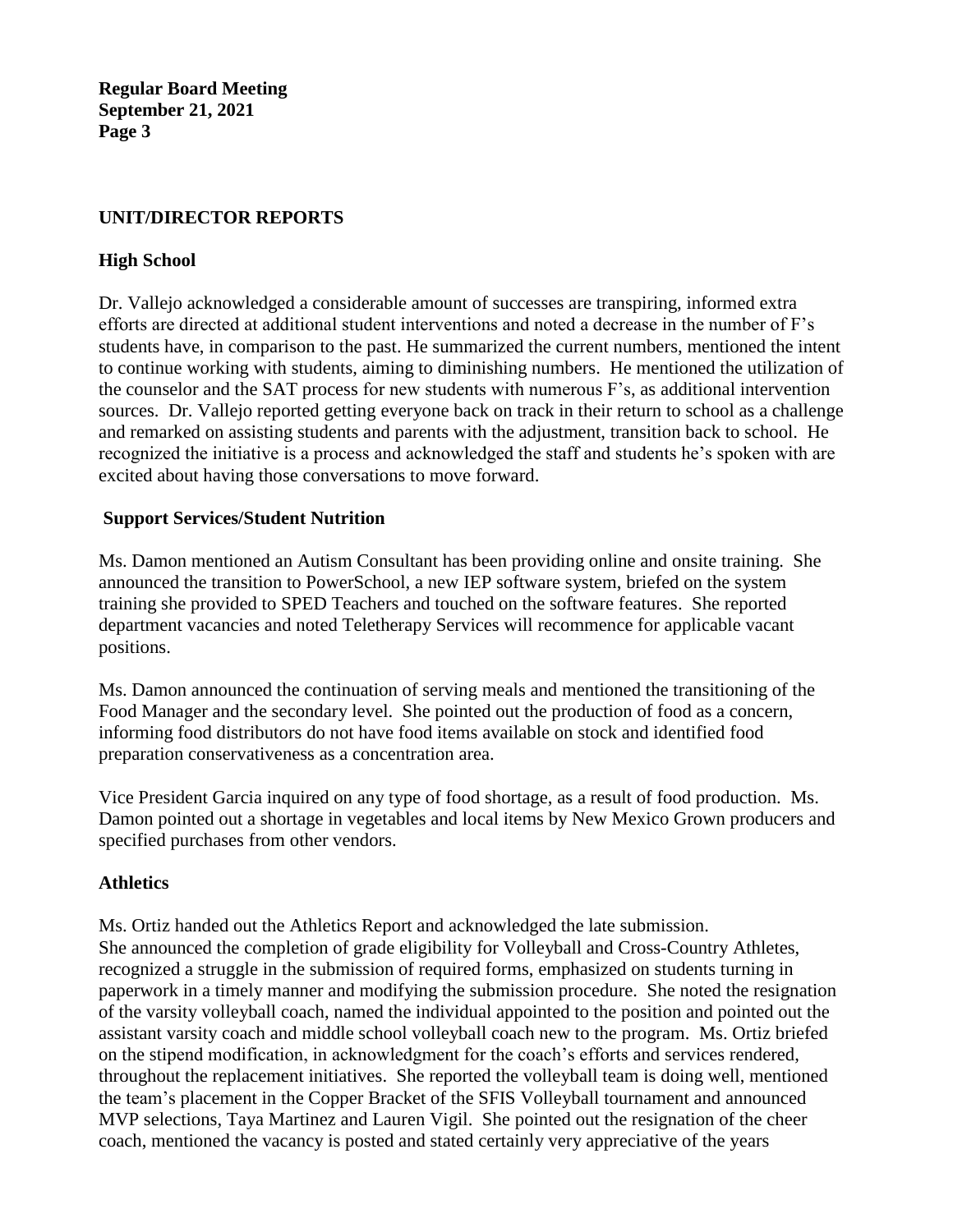## UNIT/DIRECTOR REPORTS

### High School

Dr. Vallejo acknowledged a considerable amount of successes are transpiring, informed extra efforts are directed at additional student interventions and noted a decrease in the number of F's students have, in comparison to the past. He summarized the current numbers, mentioned the intent to continue working with students, aiming to diminishing numbers. He mentioned the utilization of the counselor and the SAT process for new students with numerous F's, as additional intervention sources. Dr. Vallejo reported getting everyone back on track in their return to school as a challenge and remarked on assisting students and parents with the adjustment, transition back to school. He recognized the initiative is a process and acknowledged the staff and students he's spoken with are excited about having those conversations to move forward.

### Support Services/Student Nutrition

Ms. Damon mentioned an Autism Consultant has been providing online and onsite training. She announced the transition to PowerSchool, a new IEP software system, briefed on the system training she provided to SPED Teachers and touched on the software features. She reported department vacancies and noted Teletherapy Services will recommence for applicable vacant positions.

Ms. Damon announced the continuation of serving meals and mentioned the transitioning of the Food Manager and the secondary level. She pointed out the production of food as a concern, informing food distributors do not have food items available on stock and identified food preparation conservativeness as a concentration area.

Vice President Garcia inquired on any type of food shortage, as a result of food production. Ms. Damon pointed out a shortage in vegetables and local items by New Mexico Grown producers and specified purchases from other vendors.

### Athletics

Ms. Ortiz handed out the Athletics Report and acknowledged the late submission.
She announced the completion of grade eligibility for Volleyball and Cross-Country Athletes, recognized a struggle in the submission of required forms, emphasized on students turning in paperwork in a timely manner and modifying the submission procedure. She noted the resignation of the varsity volleyball coach, named the individual appointed to the position and pointed out the assistant varsity coach and middle school volleyball coach new to the program. Ms. Ortiz briefed on the stipend modification, in acknowledgment for the coach's efforts and services rendered, throughout the replacement initiatives. She reported the volleyball team is doing well, mentioned the team's placement in the Copper Bracket of the SFIS Volleyball tournament and announced MVP selections, Taya Martinez and Lauren Vigil. She pointed out the resignation of the cheer coach, mentioned the vacancy is posted and stated certainly very appreciative of the years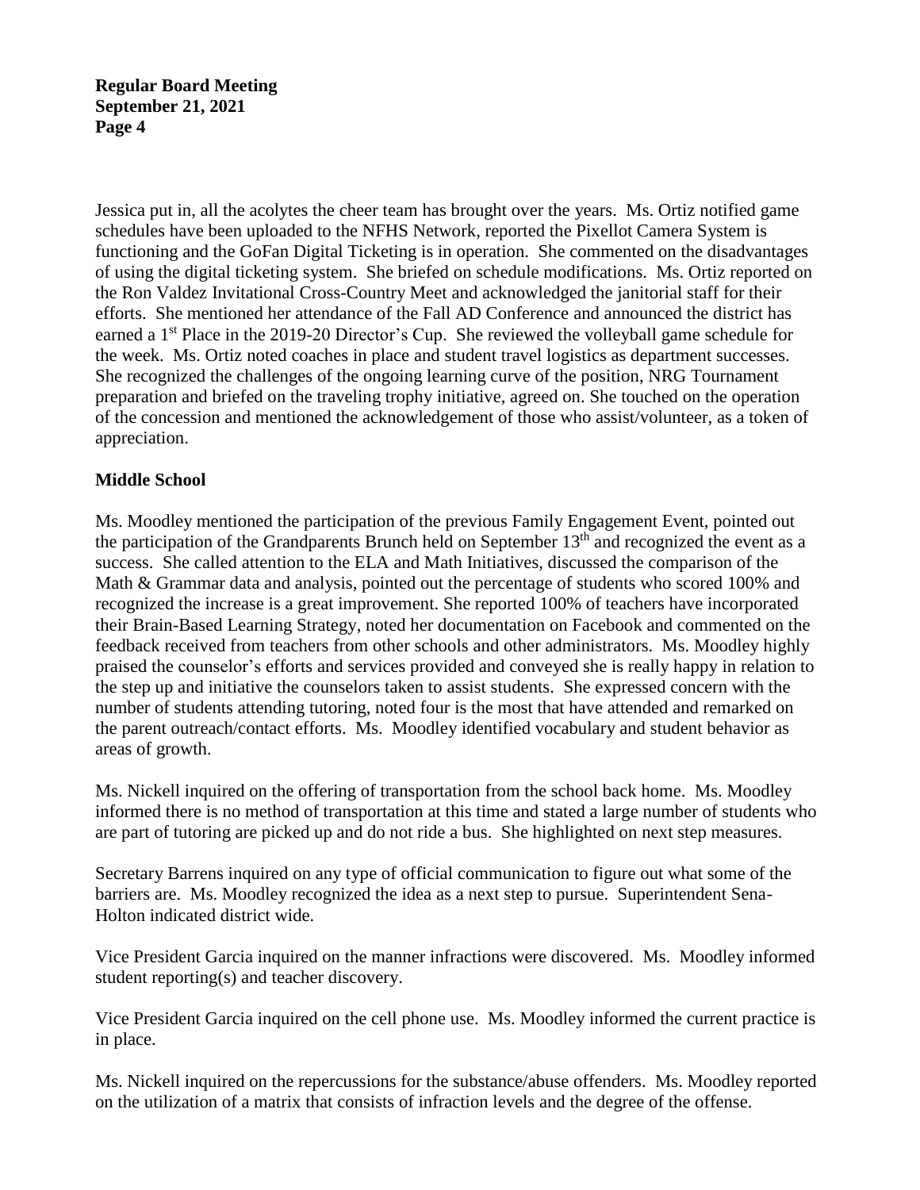Jessica put in, all the acolytes the cheer team has brought over the years. Ms. Ortiz notified game schedules have been uploaded to the NFHS Network, reported the Pixellot Camera System is functioning and the GoFan Digital Ticketing is in operation. She commented on the disadvantages of using the digital ticketing system. She briefed on schedule modifications. Ms. Ortiz reported on the Ron Valdez Invitational Cross-Country Meet and acknowledged the janitorial staff for their efforts. She mentioned her attendance of the Fall AD Conference and announced the district has earned a 1st Place in the 2019-20 Director's Cup. She reviewed the volleyball game schedule for the week. Ms. Ortiz noted coaches in place and student travel logistics as department successes. She recognized the challenges of the ongoing learning curve of the position, NRG Tournament preparation and briefed on the traveling trophy initiative, agreed on. She touched on the operation of the concession and mentioned the acknowledgement of those who assist/volunteer, as a token of appreciation.

**Middle School**

Ms. Moodley mentioned the participation of the previous Family Engagement Event, pointed out the participation of the Grandparents Brunch held on September 13th and recognized the event as a success. She called attention to the ELA and Math Initiatives, discussed the comparison of the Math & Grammar data and analysis, pointed out the percentage of students who scored 100% and recognized the increase is a great improvement. She reported 100% of teachers have incorporated their Brain-Based Learning Strategy, noted her documentation on Facebook and commented on the feedback received from teachers from other schools and other administrators. Ms. Moodley highly praised the counselor's efforts and services provided and conveyed she is really happy in relation to the step up and initiative the counselors taken to assist students. She expressed concern with the number of students attending tutoring, noted four is the most that have attended and remarked on the parent outreach/contact efforts. Ms. Moodley identified vocabulary and student behavior as areas of growth.

Ms. Nickell inquired on the offering of transportation from the school back home. Ms. Moodley informed there is no method of transportation at this time and stated a large number of students who are part of tutoring are picked up and do not ride a bus. She highlighted on next step measures.

Secretary Barrens inquired on any type of official communication to figure out what some of the barriers are. Ms. Moodley recognized the idea as a next step to pursue. Superintendent Sena-Holton indicated district wide.

Vice President Garcia inquired on the manner infractions were discovered. Ms. Moodley informed student reporting(s) and teacher discovery.

Vice President Garcia inquired on the cell phone use. Ms. Moodley informed the current practice is in place.

Ms. Nickell inquired on the repercussions for the substance/abuse offenders. Ms. Moodley reported on the utilization of a matrix that consists of infraction levels and the degree of the offense.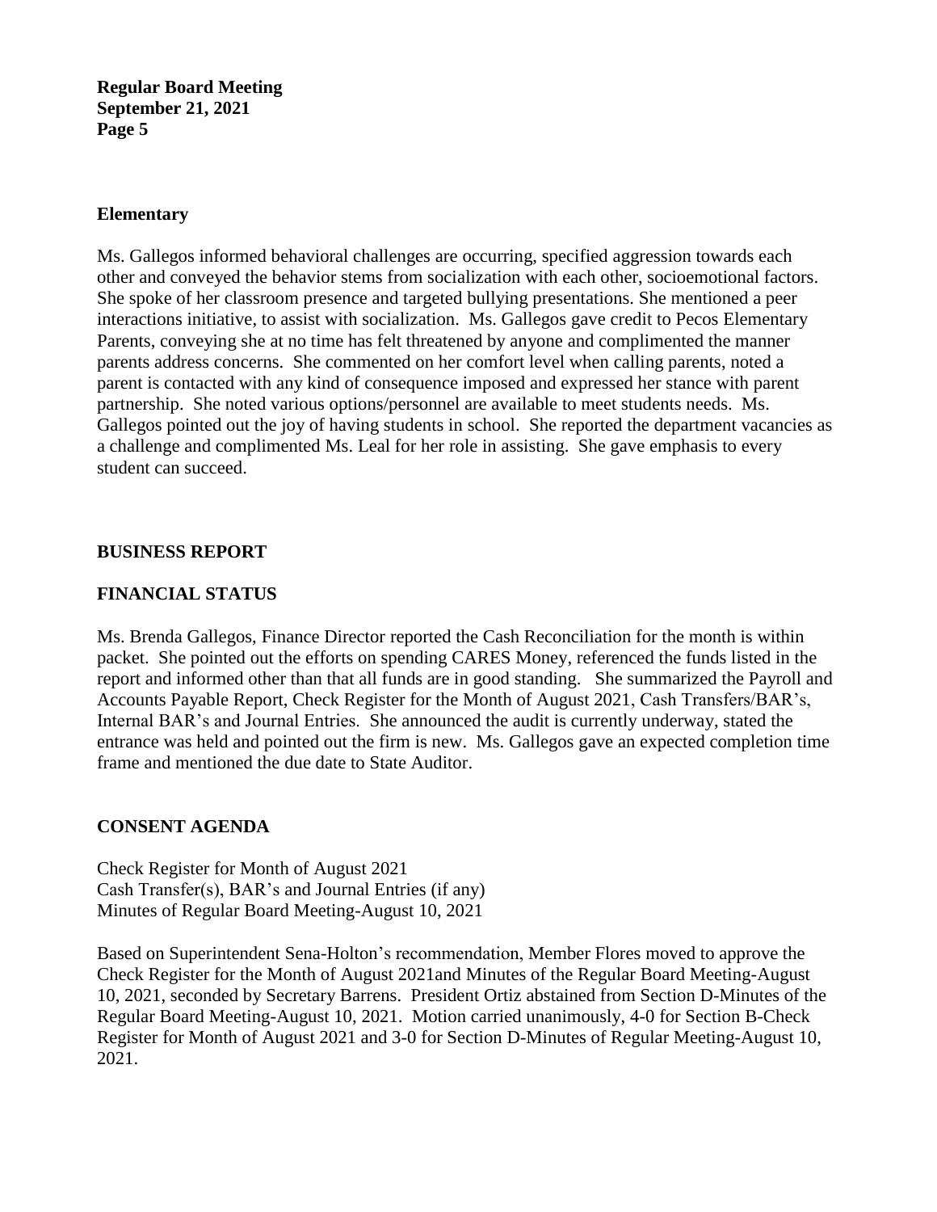## Elementary

Ms. Gallegos informed behavioral challenges are occurring, specified aggression towards each other and conveyed the behavior stems from socialization with each other, socioemotional factors. She spoke of her classroom presence and targeted bullying presentations. She mentioned a peer interactions initiative, to assist with socialization. Ms. Gallegos gave credit to Pecos Elementary Parents, conveying she at no time has felt threatened by anyone and complimented the manner parents address concerns. She commented on her comfort level when calling parents, noted a parent is contacted with any kind of consequence imposed and expressed her stance with parent partnership. She noted various options/personnel are available to meet students needs. Ms. Gallegos pointed out the joy of having students in school. She reported the department vacancies as a challenge and complimented Ms. Leal for her role in assisting. She gave emphasis to every student can succeed.

## BUSINESS REPORT

## FINANCIAL STATUS

Ms. Brenda Gallegos, Finance Director reported the Cash Reconciliation for the month is within packet. She pointed out the efforts on spending CARES Money, referenced the funds listed in the report and informed other than that all funds are in good standing. She summarized the Payroll and Accounts Payable Report, Check Register for the Month of August 2021, Cash Transfers/BAR's, Internal BAR's and Journal Entries. She announced the audit is currently underway, stated the entrance was held and pointed out the firm is new. Ms. Gallegos gave an expected completion time frame and mentioned the due date to State Auditor.

## CONSENT AGENDA

Check Register for Month of August 2021
Cash Transfer(s), BAR's and Journal Entries (if any)
Minutes of Regular Board Meeting-August 10, 2021

Based on Superintendent Sena-Holton's recommendation, Member Flores moved to approve the Check Register for the Month of August 2021and Minutes of the Regular Board Meeting-August 10, 2021, seconded by Secretary Barrens. President Ortiz abstained from Section D-Minutes of the Regular Board Meeting-August 10, 2021. Motion carried unanimously, 4-0 for Section B-Check Register for Month of August 2021 and 3-0 for Section D-Minutes of Regular Meeting-August 10, 2021.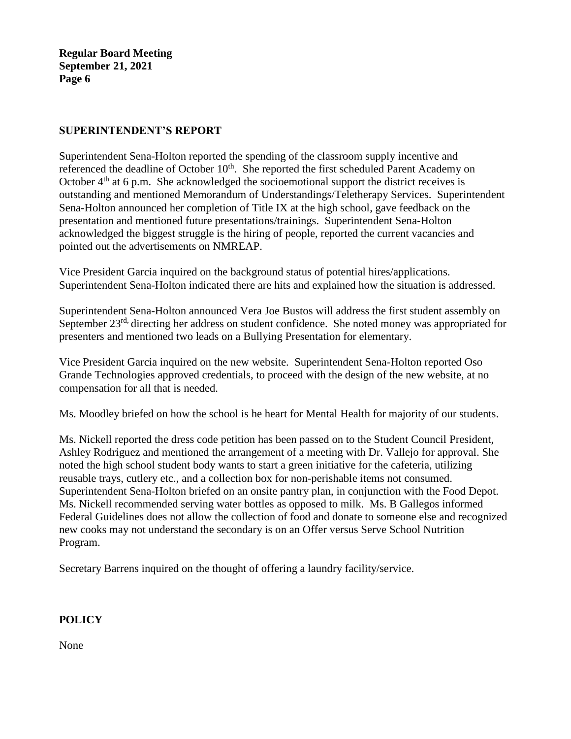## SUPERINTENDENT'S REPORT

Superintendent Sena-Holton reported the spending of the classroom supply incentive and referenced the deadline of October 10th. She reported the first scheduled Parent Academy on October 4th at 6 p.m. She acknowledged the socioemotional support the district receives is outstanding and mentioned Memorandum of Understandings/Teletherapy Services. Superintendent Sena-Holton announced her completion of Title IX at the high school, gave feedback on the presentation and mentioned future presentations/trainings. Superintendent Sena-Holton acknowledged the biggest struggle is the hiring of people, reported the current vacancies and pointed out the advertisements on NMREAP.

Vice President Garcia inquired on the background status of potential hires/applications. Superintendent Sena-Holton indicated there are hits and explained how the situation is addressed.

Superintendent Sena-Holton announced Vera Joe Bustos will address the first student assembly on September 23rd, directing her address on student confidence. She noted money was appropriated for presenters and mentioned two leads on a Bullying Presentation for elementary.

Vice President Garcia inquired on the new website. Superintendent Sena-Holton reported Oso Grande Technologies approved credentials, to proceed with the design of the new website, at no compensation for all that is needed.

Ms. Moodley briefed on how the school is he heart for Mental Health for majority of our students.

Ms. Nickell reported the dress code petition has been passed on to the Student Council President, Ashley Rodriguez and mentioned the arrangement of a meeting with Dr. Vallejo for approval. She noted the high school student body wants to start a green initiative for the cafeteria, utilizing reusable trays, cutlery etc., and a collection box for non-perishable items not consumed. Superintendent Sena-Holton briefed on an onsite pantry plan, in conjunction with the Food Depot. Ms. Nickell recommended serving water bottles as opposed to milk. Ms. B Gallegos informed Federal Guidelines does not allow the collection of food and donate to someone else and recognized new cooks may not understand the secondary is on an Offer versus Serve School Nutrition Program.

Secretary Barrens inquired on the thought of offering a laundry facility/service.

## POLICY

None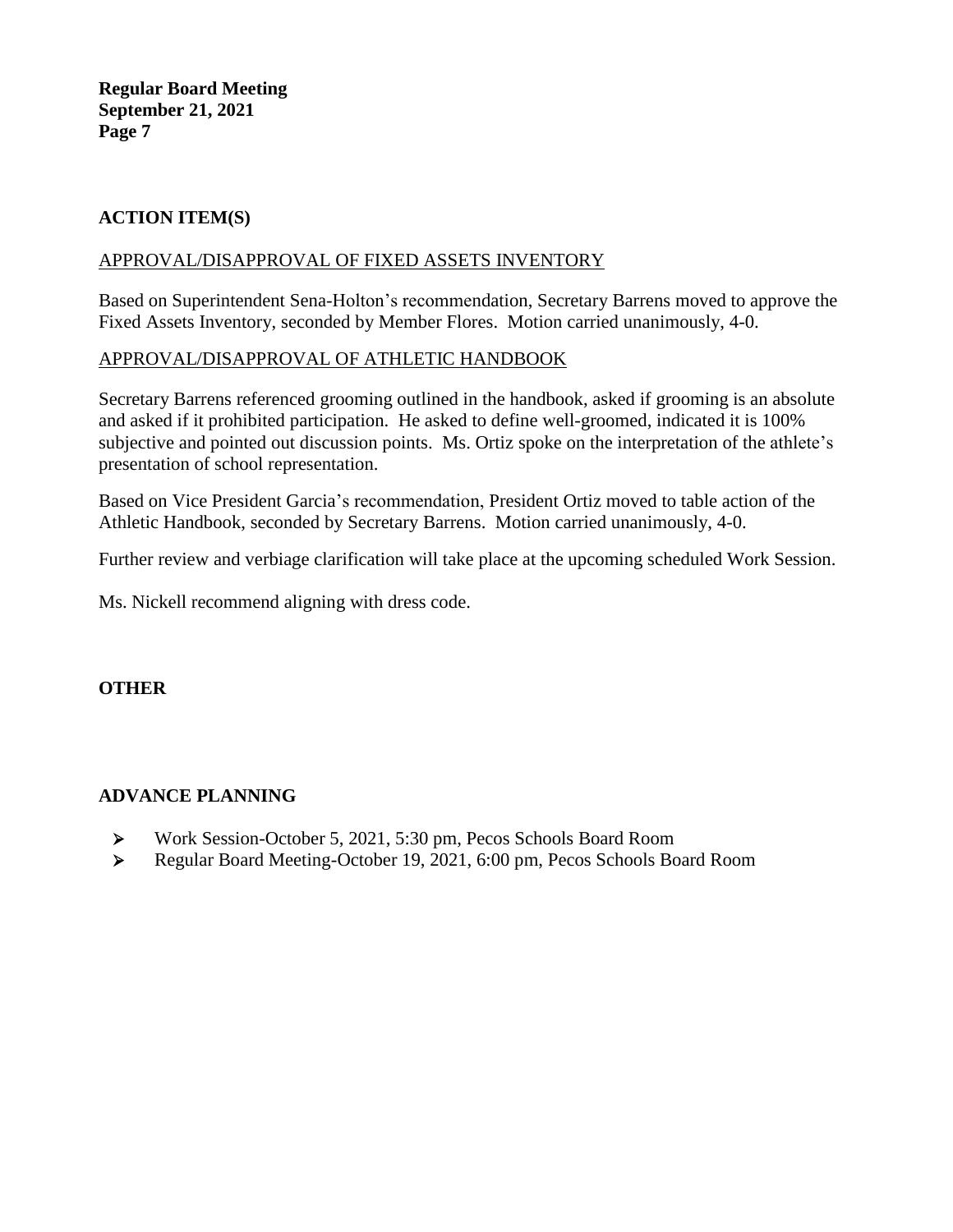## ACTION ITEM(S)

APPROVAL/DISAPPROVAL OF FIXED ASSETS INVENTORY

Based on Superintendent Sena-Holton's recommendation, Secretary Barrens moved to approve the Fixed Assets Inventory, seconded by Member Flores. Motion carried unanimously, 4-0.

APPROVAL/DISAPPROVAL OF ATHLETIC HANDBOOK

Secretary Barrens referenced grooming outlined in the handbook, asked if grooming is an absolute and asked if it prohibited participation. He asked to define well-groomed, indicated it is 100% subjective and pointed out discussion points. Ms. Ortiz spoke on the interpretation of the athlete's presentation of school representation.

Based on Vice President Garcia's recommendation, President Ortiz moved to table action of the Athletic Handbook, seconded by Secretary Barrens. Motion carried unanimously, 4-0.

Further review and verbiage clarification will take place at the upcoming scheduled Work Session.

Ms. Nickell recommend aligning with dress code.

## OTHER

## ADVANCE PLANNING

- Work Session-October 5, 2021, 5:30 pm, Pecos Schools Board Room
- Regular Board Meeting-October 19, 2021, 6:00 pm, Pecos Schools Board Room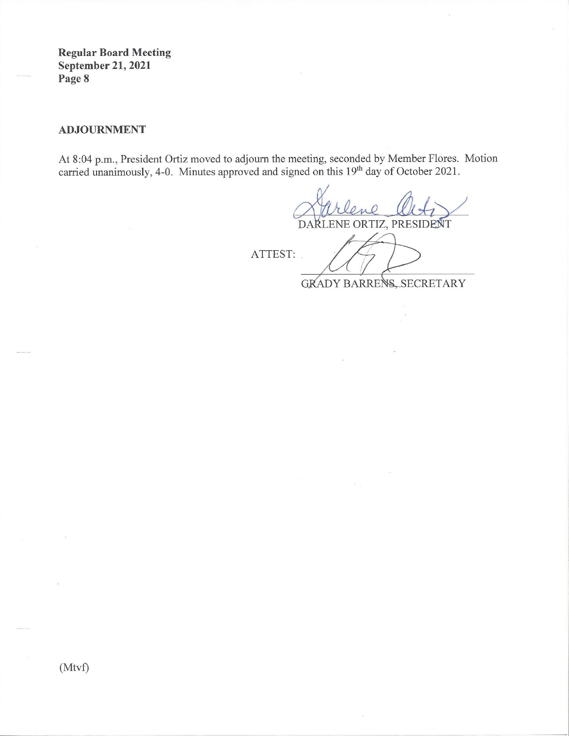**Regular Board Meeting**
**September 21, 2021**
**Page 8**

## ADJOURNMENT

At 8:04 p.m., President Ortiz moved to adjourn the meeting, seconded by Member Flores. Motion carried unanimously, 4-0. Minutes approved and signed on this 19th day of October 2021.

DARLENE ORTIZ, PRESIDENT

ATTEST:

GRADY BARRENS, SECRETARY

(Mtvf)